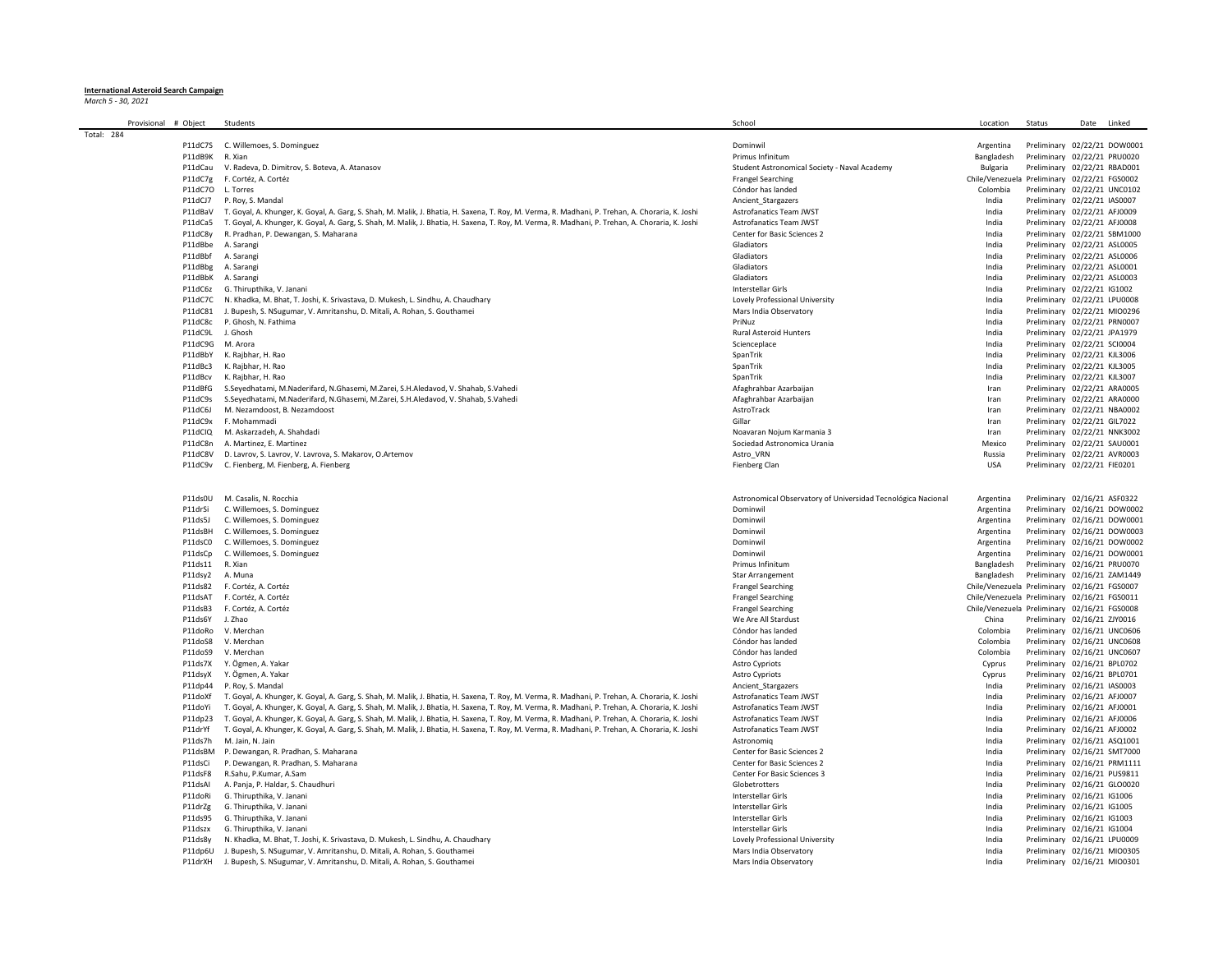**International Asteroid Search Campaign**

*March 5 - 30, 2021*

| Provisional # | Object | Students | School | Location | Status | Date | Linked |
|---|---|---|---|---|---|---|---|
| Total: 284 | | | | | | | |
| | P11dC7S | C. Willemoes, S. Dominguez | Dominwil | Argentina | Preliminary | 02/22/21 | DOW0001 |
| | P11dB9K | R. Xian | Primus Infinitum | Bangladesh | Preliminary | 02/22/21 | PRU0020 |
| | P11dCau | V. Radeva, D. Dimitrov, S. Boteva, A. Atanasov | Student Astronomical Society - Naval Academy | Bulgaria | Preliminary | 02/22/21 | RBAD001 |
| | P11dC7g | F. Cortéz, A. Cortéz | Frangel Searching | Chile/Venezuela | Preliminary | 02/22/21 | FGS0002 |
| | P11dC7O | L. Torres | Cóndor has landed | Colombia | Preliminary | 02/22/21 | UNC0102 |
| | P11dCJ7 | P. Roy, S. Mandal | Ancient_Stargazers | India | Preliminary | 02/22/21 | IAS0007 |
| | P11dBaV | T. Goyal, A. Khunger, K. Goyal, A. Garg, S. Shah, M. Malik, J. Bhatia, H. Saxena, T. Roy, M. Verma, R. Madhani, P. Trehan, A. Choraria, K. Joshi | Astrofanatics Team JWST | India | Preliminary | 02/22/21 | AFJ0009 |
| | P11dCa5 | T. Goyal, A. Khunger, K. Goyal, A. Garg, S. Shah, M. Malik, J. Bhatia, H. Saxena, T. Roy, M. Verma, R. Madhani, P. Trehan, A. Choraria, K. Joshi | Astrofanatics Team JWST | India | Preliminary | 02/22/21 | AFJ0008 |
| | P11dC8y | R. Pradhan, P. Dewangan, S. Maharana | Center for Basic Sciences 2 | India | Preliminary | 02/22/21 | SBM1000 |
| | P11dBbe | A. Sarangi | Gladiators | India | Preliminary | 02/22/21 | ASL0005 |
| | P11dBbf | A. Sarangi | Gladiators | India | Preliminary | 02/22/21 | ASL0006 |
| | P11dBbg | A. Sarangi | Gladiators | India | Preliminary | 02/22/21 | ASL0001 |
| | P11dBbK | A. Sarangi | Gladiators | India | Preliminary | 02/22/21 | ASL0003 |
| | P11dC6z | G. Thirupthika, V. Janani | Interstellar Girls | India | Preliminary | 02/22/21 | IG1002 |
| | P11dC7C | N. Khadka, M. Bhat, T. Joshi, K. Srivastava, D. Mukesh, L. Sindhu, A. Chaudhary | Lovely Professional University | India | Preliminary | 02/22/21 | LPU0008 |
| | P11dC81 | J. Bupesh, S. NSugumar, V. Amritanshu, D. Mitali, A. Rohan, S. Gouthamei | Mars India Observatory | India | Preliminary | 02/22/21 | MIO0296 |
| | P11dC8c | P. Ghosh, N. Fathima | PriNuz | India | Preliminary | 02/22/21 | PRN0007 |
| | P11dC9L | J. Ghosh | Rural Asteroid Hunters | India | Preliminary | 02/22/21 | JPA1979 |
| | P11dC9G | M. Arora | Scienceplace | India | Preliminary | 02/22/21 | SCI0004 |
| | P11dBbY | K. Rajbhar, H. Rao | SpanTrik | India | Preliminary | 02/22/21 | KJL3006 |
| | P11dBc3 | K. Rajbhar, H. Rao | SpanTrik | India | Preliminary | 02/22/21 | KJL3005 |
| | P11dBcv | K. Rajbhar, H. Rao | SpanTrik | India | Preliminary | 02/22/21 | KJL3007 |
| | P11dBfG | S.Seyedhatami, M.Naderifard, N.Ghasemi, M.Zarei, S.H.Aledavod, V. Shahab, S.Vahedi | Afaghrahbar Azarbaijan | Iran | Preliminary | 02/22/21 | ARA0005 |
| | P11dC9s | S.Seyedhatami, M.Naderifard, N.Ghasemi, M.Zarei, S.H.Aledavod, V. Shahab, S.Vahedi | Afaghrahbar Azarbaijan | Iran | Preliminary | 02/22/21 | ARA0000 |
| | P11dC6J | M. Nezamdoost, B. Nezamdoost | AstroTrack | Iran | Preliminary | 02/22/21 | NBA0002 |
| | P11dC9x | F. Mohammadi | Gillar | Iran | Preliminary | 02/22/21 | GIL7022 |
| | P11dCIQ | M. Askarzadeh, A. Shahdadi | Noavaran Nojum Karmania 3 | Iran | Preliminary | 02/22/21 | NNK3002 |
| | P11dC8n | A. Martinez, E. Martinez | Sociedad Astronomica Urania | Mexico | Preliminary | 02/22/21 | SAU0001 |
| | P11dC8V | D. Lavrov, S. Lavrov, V. Lavrova, S. Makarov, O.Artemov | Astro_VRN | Russia | Preliminary | 02/22/21 | AVR0003 |
| | P11dC9v | C. Fienberg, M. Fienberg, A. Fienberg | Fienberg Clan | USA | Preliminary | 02/22/21 | FIE0201 |
| | | | | | | | |
| | P11ds0U | M. Casalis, N. Rocchia | Astronomical Observatory of Universidad Tecnológica Nacional | Argentina | Preliminary | 02/16/21 | ASF0322 |
| | P11drSi | C. Willemoes, S. Dominguez | Dominwil | Argentina | Preliminary | 02/16/21 | DOW0002 |
| | P11ds5J | C. Willemoes, S. Dominguez | Dominwil | Argentina | Preliminary | 02/16/21 | DOW0001 |
| | P11dsBH | C. Willemoes, S. Dominguez | Dominwil | Argentina | Preliminary | 02/16/21 | DOW0003 |
| | P11dsC0 | C. Willemoes, S. Dominguez | Dominwil | Argentina | Preliminary | 02/16/21 | DOW0002 |
| | P11dsCp | C. Willemoes, S. Dominguez | Dominwil | Argentina | Preliminary | 02/16/21 | DOW0001 |
| | P11ds11 | R. Xian | Primus Infinitum | Bangladesh | Preliminary | 02/16/21 | PRU0070 |
| | P11dsy2 | A. Muna | Star Arrangement | Bangladesh | Preliminary | 02/16/21 | ZAM1449 |
| | P11ds82 | F. Cortéz, A. Cortéz | Frangel Searching | Chile/Venezuela | Preliminary | 02/16/21 | FGS0007 |
| | P11dsAT | F. Cortéz, A. Cortéz | Frangel Searching | Chile/Venezuela | Preliminary | 02/16/21 | FGS0011 |
| | P11dsB3 | F. Cortéz, A. Cortéz | Frangel Searching | Chile/Venezuela | Preliminary | 02/16/21 | FGS0008 |
| | P11ds6Y | J. Zhao | We Are All Stardust | China | Preliminary | 02/16/21 | ZJY0016 |
| | P11doRo | V. Merchan | Cóndor has landed | Colombia | Preliminary | 02/16/21 | UNC0606 |
| | P11doS8 | V. Merchan | Cóndor has landed | Colombia | Preliminary | 02/16/21 | UNC0608 |
| | P11doS9 | V. Merchan | Cóndor has landed | Colombia | Preliminary | 02/16/21 | UNC0607 |
| | P11ds7X | Y. Ögmen, A. Yakar | Astro Cypriots | Cyprus | Preliminary | 02/16/21 | BPL0702 |
| | P11dsyX | Y. Ögmen, A. Yakar | Astro Cypriots | Cyprus | Preliminary | 02/16/21 | BPL0701 |
| | P11dp44 | P. Roy, S. Mandal | Ancient_Stargazers | India | Preliminary | 02/16/21 | IAS0003 |
| | P11doXf | T. Goyal, A. Khunger, K. Goyal, A. Garg, S. Shah, M. Malik, J. Bhatia, H. Saxena, T. Roy, M. Verma, R. Madhani, P. Trehan, A. Choraria, K. Joshi | Astrofanatics Team JWST | India | Preliminary | 02/16/21 | AFJ0007 |
| | P11doYi | T. Goyal, A. Khunger, K. Goyal, A. Garg, S. Shah, M. Malik, J. Bhatia, H. Saxena, T. Roy, M. Verma, R. Madhani, P. Trehan, A. Choraria, K. Joshi | Astrofanatics Team JWST | India | Preliminary | 02/16/21 | AFJ0001 |
| | P11dp23 | T. Goyal, A. Khunger, K. Goyal, A. Garg, S. Shah, M. Malik, J. Bhatia, H. Saxena, T. Roy, M. Verma, R. Madhani, P. Trehan, A. Choraria, K. Joshi | Astrofanatics Team JWST | India | Preliminary | 02/16/21 | AFJ0006 |
| | P11drYf | T. Goyal, A. Khunger, K. Goyal, A. Garg, S. Shah, M. Malik, J. Bhatia, H. Saxena, T. Roy, M. Verma, R. Madhani, P. Trehan, A. Choraria, K. Joshi | Astrofanatics Team JWST | India | Preliminary | 02/16/21 | AFJ0002 |
| | P11ds7h | M. Jain, N. Jain | Astronomiq | India | Preliminary | 02/16/21 | ASQ1001 |
| | P11dsBM | P. Dewangan, R. Pradhan, S. Maharana | Center for Basic Sciences 2 | India | Preliminary | 02/16/21 | SMT7000 |
| | P11dsCi | P. Dewangan, R. Pradhan, S. Maharana | Center for Basic Sciences 2 | India | Preliminary | 02/16/21 | PRM1111 |
| | P11dsF8 | R.Sahu, P.Kumar, A.Sam | Center For Basic Sciences 3 | India | Preliminary | 02/16/21 | PUS9811 |
| | P11dsAI | A. Panja, P. Haldar, S. Chaudhuri | Globetrotters | India | Preliminary | 02/16/21 | GLO0020 |
| | P11doRi | G. Thirupthika, V. Janani | Interstellar Girls | India | Preliminary | 02/16/21 | IG1006 |
| | P11drZg | G. Thirupthika, V. Janani | Interstellar Girls | India | Preliminary | 02/16/21 | IG1005 |
| | P11ds95 | G. Thirupthika, V. Janani | Interstellar Girls | India | Preliminary | 02/16/21 | IG1003 |
| | P11dszx | G. Thirupthika, V. Janani | Interstellar Girls | India | Preliminary | 02/16/21 | IG1004 |
| | P11ds8y | N. Khadka, M. Bhat, T. Joshi, K. Srivastava, D. Mukesh, L. Sindhu, A. Chaudhary | Lovely Professional University | India | Preliminary | 02/16/21 | LPU0009 |
| | P11dp6U | J. Bupesh, S. NSugumar, V. Amritanshu, D. Mitali, A. Rohan, S. Gouthamei | Mars India Observatory | India | Preliminary | 02/16/21 | MIO0305 |
| | P11drXH | J. Bupesh, S. NSugumar, V. Amritanshu, D. Mitali, A. Rohan, S. Gouthamei | Mars India Observatory | India | Preliminary | 02/16/21 | MIO0301 |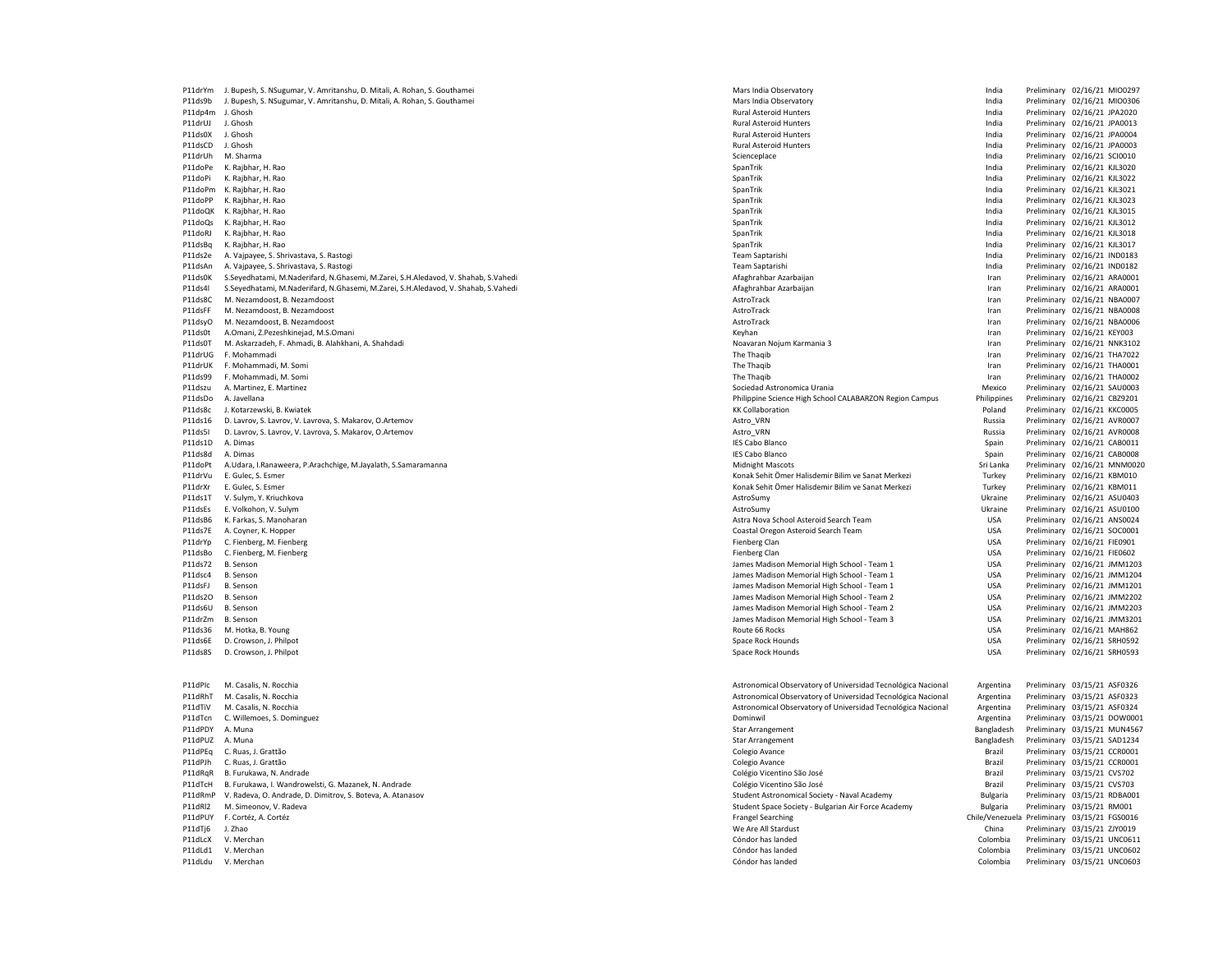| | | | | | | |
|---|---|---|---|---|---|---|
| P11drYm | J. Bupesh, S. NSugumar, V. Amritanshu, D. Mitali, A. Rohan, S. Gouthamei | Mars India Observatory | India | Preliminary | 02/16/21 | MIO0297 |
| P11ds9b | J. Bupesh, S. NSugumar, V. Amritanshu, D. Mitali, A. Rohan, S. Gouthamei | Mars India Observatory | India | Preliminary | 02/16/21 | MIO0306 |
| P11dp4m | J. Ghosh | Rural Asteroid Hunters | India | Preliminary | 02/16/21 | JPA2020 |
| P11drUJ | J. Ghosh | Rural Asteroid Hunters | India | Preliminary | 02/16/21 | JPA0013 |
| P11ds0X | J. Ghosh | Rural Asteroid Hunters | India | Preliminary | 02/16/21 | JPA0004 |
| P11dsCD | J. Ghosh | Rural Asteroid Hunters | India | Preliminary | 02/16/21 | JPA0003 |
| P11drUh | M. Sharma | Scienceplace | India | Preliminary | 02/16/21 | SCI0010 |
| P11doPe | K. Rajbhar, H. Rao | SpanTrik | India | Preliminary | 02/16/21 | KJL3020 |
| P11doPi | K. Rajbhar, H. Rao | SpanTrik | India | Preliminary | 02/16/21 | KJL3022 |
| P11doPm | K. Rajbhar, H. Rao | SpanTrik | India | Preliminary | 02/16/21 | KJL3021 |
| P11doPP | K. Rajbhar, H. Rao | SpanTrik | India | Preliminary | 02/16/21 | KJL3023 |
| P11doQK | K. Rajbhar, H. Rao | SpanTrik | India | Preliminary | 02/16/21 | KJL3015 |
| P11doQs | K. Rajbhar, H. Rao | SpanTrik | India | Preliminary | 02/16/21 | KJL3012 |
| P11doRJ | K. Rajbhar, H. Rao | SpanTrik | India | Preliminary | 02/16/21 | KJL3018 |
| P11dsBq | K. Rajbhar, H. Rao | SpanTrik | India | Preliminary | 02/16/21 | KJL3017 |
| P11ds2e | A. Vajpayee, S. Shrivastava, S. Rastogi | Team Saptarishi | India | Preliminary | 02/16/21 | IND0183 |
| P11dsAn | A. Vajpayee, S. Shrivastava, S. Rastogi | Team Saptarishi | India | Preliminary | 02/16/21 | IND0182 |
| P11ds0K | S.Seyedhatami, M.Naderifard, N.Ghasemi, M.Zarei, S.H.Aledavod, V. Shahab, S.Vahedi | Afaghrahbar Azarbaijan | Iran | Preliminary | 02/16/21 | ARA0001 |
| P11ds4l | S.Seyedhatami, M.Naderifard, N.Ghasemi, M.Zarei, S.H.Aledavod, V. Shahab, S.Vahedi | Afaghrahbar Azarbaijan | Iran | Preliminary | 02/16/21 | ARA0001 |
| P11ds8C | M. Nezamdoost, B. Nezamdoost | AstroTrack | Iran | Preliminary | 02/16/21 | NBA0007 |
| P11dsFF | M. Nezamdoost, B. Nezamdoost | AstroTrack | Iran | Preliminary | 02/16/21 | NBA0008 |
| P11dsyO | M. Nezamdoost, B. Nezamdoost | AstroTrack | Iran | Preliminary | 02/16/21 | NBA0006 |
| P11ds0t | A.Omani, Z.Pezeshkinejad, M.S.Omani | Keyhan | Iran | Preliminary | 02/16/21 | KEY003 |
| P11ds0T | M. Askarzadeh, F. Ahmadi, B. Alahkhani, A. Shahdadi | Noavaran Nojum Karmania 3 | Iran | Preliminary | 02/16/21 | NNK3102 |
| P11drUG | F. Mohammadi | The Thaqib | Iran | Preliminary | 02/16/21 | THA7022 |
| P11drUK | F. Mohammadi, M. Somi | The Thaqib | Iran | Preliminary | 02/16/21 | THA0001 |
| P11ds99 | F. Mohammadi, M. Somi | The Thaqib | Iran | Preliminary | 02/16/21 | THA0002 |
| P11dszu | A. Martinez, E. Martinez | Sociedad Astronomica Urania | Mexico | Preliminary | 02/16/21 | SAU0003 |
| P11dsDo | A. Javellana | Philippine Science High School CALABARZON Region Campus | Philippines | Preliminary | 02/16/21 | CBZ9201 |
| P11ds8c | J. Kotarzewski, B. Kwiatek | KK Collaboration | Poland | Preliminary | 02/16/21 | KKC0005 |
| P11ds16 | D. Lavrov, S. Lavrov, V. Lavrova, S. Makarov, O.Artemov | Astro_VRN | Russia | Preliminary | 02/16/21 | AVR0007 |
| P11ds5I | D. Lavrov, S. Lavrov, V. Lavrova, S. Makarov, O.Artemov | Astro_VRN | Russia | Preliminary | 02/16/21 | AVR0008 |
| P11ds1D | A. Dimas | IES Cabo Blanco | Spain | Preliminary | 02/16/21 | CAB0011 |
| P11ds8d | A. Dimas | IES Cabo Blanco | Spain | Preliminary | 02/16/21 | CAB0008 |
| P11doPt | A.Udara, I.Ranaweera, P.Arachchige, M.Jayalath, S.Samaramanna | Midnight Mascots | Sri Lanka | Preliminary | 02/16/21 | MNM0020 |
| P11drVu | E. Gulec, S. Esmer | Konak Sehit Ömer Halisdemir Bilim ve Sanat Merkezi | Turkey | Preliminary | 02/16/21 | KBM010 |
| P11drXr | E. Gulec, S. Esmer | Konak Sehit Ömer Halisdemir Bilim ve Sanat Merkezi | Turkey | Preliminary | 02/16/21 | KBM011 |
| P11ds1T | V. Sulym, Y. Kriuchkova | AstroSumy | Ukraine | Preliminary | 02/16/21 | ASU0403 |
| P11dsEs | E. Volkohon, V. Sulym | AstroSumy | Ukraine | Preliminary | 02/16/21 | ASU0100 |
| P11dsB6 | K. Farkas, S. Manoharan | Astra Nova School Asteroid Search Team | USA | Preliminary | 02/16/21 | ANS0024 |
| P11ds7E | A. Coyner, K. Hopper | Coastal Oregon Asteroid Search Team | USA | Preliminary | 02/16/21 | SOC0001 |
| P11drYp | C. Fienberg, M. Fienberg | Fienberg Clan | USA | Preliminary | 02/16/21 | FIE0901 |
| P11dsBo | C. Fienberg, M. Fienberg | Fienberg Clan | USA | Preliminary | 02/16/21 | FIE0602 |
| P11ds72 | B. Senson | James Madison Memorial High School - Team 1 | USA | Preliminary | 02/16/21 | JMM1203 |
| P11dsc4 | B. Senson | James Madison Memorial High School - Team 1 | USA | Preliminary | 02/16/21 | JMM1204 |
| P11dsFJ | B. Senson | James Madison Memorial High School - Team 1 | USA | Preliminary | 02/16/21 | JMM1201 |
| P11ds2O | B. Senson | James Madison Memorial High School - Team 2 | USA | Preliminary | 02/16/21 | JMM2202 |
| P11ds6U | B. Senson | James Madison Memorial High School - Team 2 | USA | Preliminary | 02/16/21 | JMM2203 |
| P11drZm | B. Senson | James Madison Memorial High School - Team 3 | USA | Preliminary | 02/16/21 | JMM3201 |
| P11ds36 | M. Hotka, B. Young | Route 66 Rocks | USA | Preliminary | 02/16/21 | MAH862 |
| P11ds6E | D. Crowson, J. Philpot | Space Rock Hounds | USA | Preliminary | 02/16/21 | SRH0592 |
| P11ds8S | D. Crowson, J. Philpot | Space Rock Hounds | USA | Preliminary | 02/16/21 | SRH0593 |

| | | | | | | |
|---|---|---|---|---|---|---|
| P11dPlc | M. Casalis, N. Rocchia | Astronomical Observatory of Universidad Tecnológica Nacional | Argentina | Preliminary | 03/15/21 | ASF0326 |
| P11dRhT | M. Casalis, N. Rocchia | Astronomical Observatory of Universidad Tecnológica Nacional | Argentina | Preliminary | 03/15/21 | ASF0323 |
| P11dTiV | M. Casalis, N. Rocchia | Astronomical Observatory of Universidad Tecnológica Nacional | Argentina | Preliminary | 03/15/21 | ASF0324 |
| P11dTcn | C. Willemoes, S. Dominguez | Dominwil | Argentina | Preliminary | 03/15/21 | DOW0001 |
| P11dPDY | A. Muna | Star Arrangement | Bangladesh | Preliminary | 03/15/21 | MUN4567 |
| P11dPUZ | A. Muna | Star Arrangement | Bangladesh | Preliminary | 03/15/21 | SAD1234 |
| P11dPEq | C. Ruas, J. Grattão | Colegio Avance | Brazil | Preliminary | 03/15/21 | CCR0001 |
| P11dPJh | C. Ruas, J. Grattão | Colegio Avance | Brazil | Preliminary | 03/15/21 | CCR0001 |
| P11dRqR | B. Furukawa, N. Andrade | Colégio Vicentino São José | Brazil | Preliminary | 03/15/21 | CVS702 |
| P11dTcH | B. Furukawa, I. Wandrowelsti, G. Mazanek, N. Andrade | Colégio Vicentino São José | Brazil | Preliminary | 03/15/21 | CVS703 |
| P11dRmP | V. Radeva, O. Andrade, D. Dimitrov, S. Boteva, A. Atanasov | Student Astronomical Society - Naval Academy | Bulgaria | Preliminary | 03/15/21 | RDBA001 |
| P11dRl2 | M. Simeonov, V. Radeva | Student Space Society - Bulgarian Air Force Academy | Bulgaria | Preliminary | 03/15/21 | RM001 |
| P11dPUY | F. Cortéz, A. Cortéz | Frangel Searching | Chile/Venezuela | Preliminary | 03/15/21 | FGS0016 |
| P11dTj6 | J. Zhao | We Are All Stardust | China | Preliminary | 03/15/21 | ZJY0019 |
| P11dLcX | V. Merchan | Cóndor has landed | Colombia | Preliminary | 03/15/21 | UNC0611 |
| P11dLd1 | V. Merchan | Cóndor has landed | Colombia | Preliminary | 03/15/21 | UNC0602 |
| P11dLdu | V. Merchan | Cóndor has landed | Colombia | Preliminary | 03/15/21 | UNC0603 |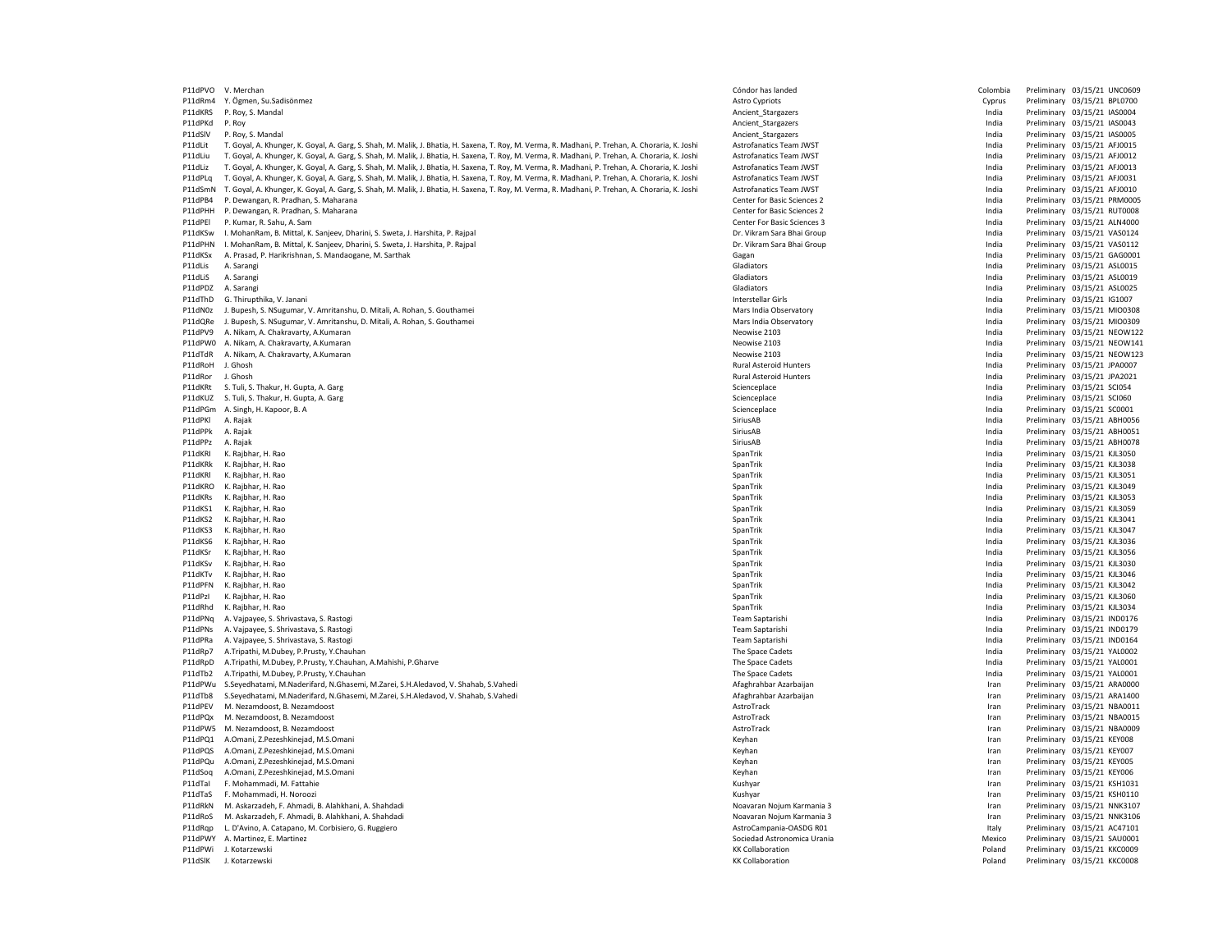| | | | | | | |
|---|---|---|---|---|---|---|
| P11dPVO | V. Merchan | Cóndor has landed | Colombia | Preliminary | 03/15/21 | UNC0609 |
| P11dRm4 | Y. Ögmen, Su.Sadisönmez | Astro Cypriots | Cyprus | Preliminary | 03/15/21 | BPL0700 |
| P11dKRS | P. Roy, S. Mandal | Ancient_Stargazers | India | Preliminary | 03/15/21 | IAS0004 |
| P11dPKd | P. Roy | Ancient_Stargazers | India | Preliminary | 03/15/21 | IAS0043 |
| P11dSlV | P. Roy, S. Mandal | Ancient_Stargazers | India | Preliminary | 03/15/21 | IAS0005 |
| P11dLit | T. Goyal, A. Khunger, K. Goyal, A. Garg, S. Shah, M. Malik, J. Bhatia, H. Saxena, T. Roy, M. Verma, R. Madhani, P. Trehan, A. Choraria, K. Joshi | Astrofanatics Team JWST | India | Preliminary | 03/15/21 | AFJ0015 |
| P11dLiu | T. Goyal, A. Khunger, K. Goyal, A. Garg, S. Shah, M. Malik, J. Bhatia, H. Saxena, T. Roy, M. Verma, R. Madhani, P. Trehan, A. Choraria, K. Joshi | Astrofanatics Team JWST | India | Preliminary | 03/15/21 | AFJ0012 |
| P11dLiz | T. Goyal, A. Khunger, K. Goyal, A. Garg, S. Shah, M. Malik, J. Bhatia, H. Saxena, T. Roy, M. Verma, R. Madhani, P. Trehan, A. Choraria, K. Joshi | Astrofanatics Team JWST | India | Preliminary | 03/15/21 | AFJ0013 |
| P11dPLq | T. Goyal, A. Khunger, K. Goyal, A. Garg, S. Shah, M. Malik, J. Bhatia, H. Saxena, T. Roy, M. Verma, R. Madhani, P. Trehan, A. Choraria, K. Joshi | Astrofanatics Team JWST | India | Preliminary | 03/15/21 | AFJ0031 |
| P11dSmN | T. Goyal, A. Khunger, K. Goyal, A. Garg, S. Shah, M. Malik, J. Bhatia, H. Saxena, T. Roy, M. Verma, R. Madhani, P. Trehan, A. Choraria, K. Joshi | Astrofanatics Team JWST | India | Preliminary | 03/15/21 | AFJ0010 |
| P11dPB4 | P. Dewangan, R. Pradhan, S. Maharana | Center for Basic Sciences 2 | India | Preliminary | 03/15/21 | PRM0005 |
| P11dPHH | P. Dewangan, R. Pradhan, S. Maharana | Center for Basic Sciences 2 | India | Preliminary | 03/15/21 | RUT0008 |
| P11dPEl | P. Kumar, R. Sahu, A. Sam | Center For Basic Sciences 3 | India | Preliminary | 03/15/21 | ALN4000 |
| P11dKSw | I. MohanRam, B. Mittal, K. Sanjeev, Dharini, S. Sweta, J. Harshita, P. Rajpal | Dr. Vikram Sara Bhai Group | India | Preliminary | 03/15/21 | VAS0124 |
| P11dPHN | I. MohanRam, B. Mittal, K. Sanjeev, Dharini, S. Sweta, J. Harshita, P. Rajpal | Dr. Vikram Sara Bhai Group | India | Preliminary | 03/15/21 | VAS0112 |
| P11dKSx | A. Prasad, P. Harikrishnan, S. Mandaogane, M. Sarthak | Gagan | India | Preliminary | 03/15/21 | GAG0001 |
| P11dLis | A. Sarangi | Gladiators | India | Preliminary | 03/15/21 | ASL0015 |
| P11dLiS | A. Sarangi | Gladiators | India | Preliminary | 03/15/21 | ASL0019 |
| P11dPDZ | A. Sarangi | Gladiators | India | Preliminary | 03/15/21 | ASL0025 |
| P11dThD | G. Thirupthika, V. Janani | Interstellar Girls | India | Preliminary | 03/15/21 | IG1007 |
| P11dN0z | J. Bupesh, S. NSugumar, V. Amritanshu, D. Mitali, A. Rohan, S. Gouthamei | Mars India Observatory | India | Preliminary | 03/15/21 | MIO0308 |
| P11dQRe | J. Bupesh, S. NSugumar, V. Amritanshu, D. Mitali, A. Rohan, S. Gouthamei | Mars India Observatory | India | Preliminary | 03/15/21 | MIO0309 |
| P11dPV9 | A. Nikam, A. Chakravarty, A.Kumaran | Neowise 2103 | India | Preliminary | 03/15/21 | NEOW122 |
| P11dPW0 | A. Nikam, A. Chakravarty, A.Kumaran | Neowise 2103 | India | Preliminary | 03/15/21 | NEOW141 |
| P11dTdR | A. Nikam, A. Chakravarty, A.Kumaran | Neowise 2103 | India | Preliminary | 03/15/21 | NEOW123 |
| P11dRoH | J. Ghosh | Rural Asteroid Hunters | India | Preliminary | 03/15/21 | JPA0007 |
| P11dRor | J. Ghosh | Rural Asteroid Hunters | India | Preliminary | 03/15/21 | JPA2021 |
| P11dKRt | S. Tuli, S. Thakur, H. Gupta, A. Garg | Scienceplace | India | Preliminary | 03/15/21 | SCI054 |
| P11dKUZ | S. Tuli, S. Thakur, H. Gupta, A. Garg | Scienceplace | India | Preliminary | 03/15/21 | SCI060 |
| P11dPGm | A. Singh, H. Kapoor, B. A | Scienceplace | India | Preliminary | 03/15/21 | SC0001 |
| P11dPKl | A. Rajak | SiriusAB | India | Preliminary | 03/15/21 | ABH0056 |
| P11dPPk | A. Rajak | SiriusAB | India | Preliminary | 03/15/21 | ABH0051 |
| P11dPPz | A. Rajak | SiriusAB | India | Preliminary | 03/15/21 | ABH0078 |
| P11dKRI | K. Rajbhar, H. Rao | SpanTrik | India | Preliminary | 03/15/21 | KJL3050 |
| P11dKRk | K. Rajbhar, H. Rao | SpanTrik | India | Preliminary | 03/15/21 | KJL3038 |
| P11dKRl | K. Rajbhar, H. Rao | SpanTrik | India | Preliminary | 03/15/21 | KJL3051 |
| P11dKRO | K. Rajbhar, H. Rao | SpanTrik | India | Preliminary | 03/15/21 | KJL3049 |
| P11dKRs | K. Rajbhar, H. Rao | SpanTrik | India | Preliminary | 03/15/21 | KJL3053 |
| P11dKS1 | K. Rajbhar, H. Rao | SpanTrik | India | Preliminary | 03/15/21 | KJL3059 |
| P11dKS2 | K. Rajbhar, H. Rao | SpanTrik | India | Preliminary | 03/15/21 | KJL3041 |
| P11dKS3 | K. Rajbhar, H. Rao | SpanTrik | India | Preliminary | 03/15/21 | KJL3047 |
| P11dKS6 | K. Rajbhar, H. Rao | SpanTrik | India | Preliminary | 03/15/21 | KJL3036 |
| P11dKSr | K. Rajbhar, H. Rao | SpanTrik | India | Preliminary | 03/15/21 | KJL3056 |
| P11dKSv | K. Rajbhar, H. Rao | SpanTrik | India | Preliminary | 03/15/21 | KJL3030 |
| P11dKTv | K. Rajbhar, H. Rao | SpanTrik | India | Preliminary | 03/15/21 | KJL3046 |
| P11dPFN | K. Rajbhar, H. Rao | SpanTrik | India | Preliminary | 03/15/21 | KJL3042 |
| P11dPzl | K. Rajbhar, H. Rao | SpanTrik | India | Preliminary | 03/15/21 | KJL3060 |
| P11dRhd | K. Rajbhar, H. Rao | SpanTrik | India | Preliminary | 03/15/21 | KJL3034 |
| P11dPNq | A. Vajpayee, S. Shrivastava, S. Rastogi | Team Saptarishi | India | Preliminary | 03/15/21 | IND0176 |
| P11dPNs | A. Vajpayee, S. Shrivastava, S. Rastogi | Team Saptarishi | India | Preliminary | 03/15/21 | IND0179 |
| P11dPRa | A. Vajpayee, S. Shrivastava, S. Rastogi | Team Saptarishi | India | Preliminary | 03/15/21 | IND0164 |
| P11dRp7 | A.Tripathi, M.Dubey, P.Prusty, Y.Chauhan | The Space Cadets | India | Preliminary | 03/15/21 | YAL0002 |
| P11dRpD | A.Tripathi, M.Dubey, P.Prusty, Y.Chauhan, A.Mahishi, P.Gharve | The Space Cadets | India | Preliminary | 03/15/21 | YAL0001 |
| P11dTb2 | A.Tripathi, M.Dubey, P.Prusty, Y.Chauhan | The Space Cadets | India | Preliminary | 03/15/21 | YAL0001 |
| P11dPWu | S.Seyedhatami, M.Naderifard, N.Ghasemi, M.Zarei, S.H.Aledavod, V. Shahab, S.Vahedi | Afaghrahbar Azarbaijan | Iran | Preliminary | 03/15/21 | ARA0000 |
| P11dTb8 | S.Seyedhatami, M.Naderifard, N.Ghasemi, M.Zarei, S.H.Aledavod, V. Shahab, S.Vahedi | Afaghrahbar Azarbaijan | Iran | Preliminary | 03/15/21 | ARA1400 |
| P11dPEV | M. Nezamdoost, B. Nezamdoost | AstroTrack | Iran | Preliminary | 03/15/21 | NBA0011 |
| P11dPQx | M. Nezamdoost, B. Nezamdoost | AstroTrack | Iran | Preliminary | 03/15/21 | NBA0015 |
| P11dPW5 | M. Nezamdoost, B. Nezamdoost | AstroTrack | Iran | Preliminary | 03/15/21 | NBA0009 |
| P11dPQ1 | A.Omani, Z.Pezeshkinejad, M.S.Omani | Keyhan | Iran | Preliminary | 03/15/21 | KEY008 |
| P11dPQS | A.Omani, Z.Pezeshkinejad, M.S.Omani | Keyhan | Iran | Preliminary | 03/15/21 | KEY007 |
| P11dPQu | A.Omani, Z.Pezeshkinejad, M.S.Omani | Keyhan | Iran | Preliminary | 03/15/21 | KEY005 |
| P11dSoq | A.Omani, Z.Pezeshkinejad, M.S.Omani | Keyhan | Iran | Preliminary | 03/15/21 | KEY006 |
| P11dTal | F. Mohammadi, M. Fattahie | Kushyar | Iran | Preliminary | 03/15/21 | KSH1031 |
| P11dTaS | F. Mohammadi, H. Noroozi | Kushyar | Iran | Preliminary | 03/15/21 | KSH0110 |
| P11dRkN | M. Askarzadeh, F. Ahmadi, B. Alahkhani, A. Shahdadi | Noavaran Nojum Karmania 3 | Iran | Preliminary | 03/15/21 | NNK3107 |
| P11dRoS | M. Askarzadeh, F. Ahmadi, B. Alahkhani, A. Shahdadi | Noavaran Nojum Karmania 3 | Iran | Preliminary | 03/15/21 | NNK3106 |
| P11dRqp | L. D'Avino, A. Catapano, M. Corbisiero, G. Ruggiero | AstroCampania-OASDG R01 | Italy | Preliminary | 03/15/21 | AC47101 |
| P11dPWY | A. Martinez, E. Martinez | Sociedad Astronomica Urania | Mexico | Preliminary | 03/15/21 | SAU0001 |
| P11dPWi | J. Kotarzewski | KK Collaboration | Poland | Preliminary | 03/15/21 | KKC0009 |
| P11dSlK | J. Kotarzewski | KK Collaboration | Poland | Preliminary | 03/15/21 | KKC0008 |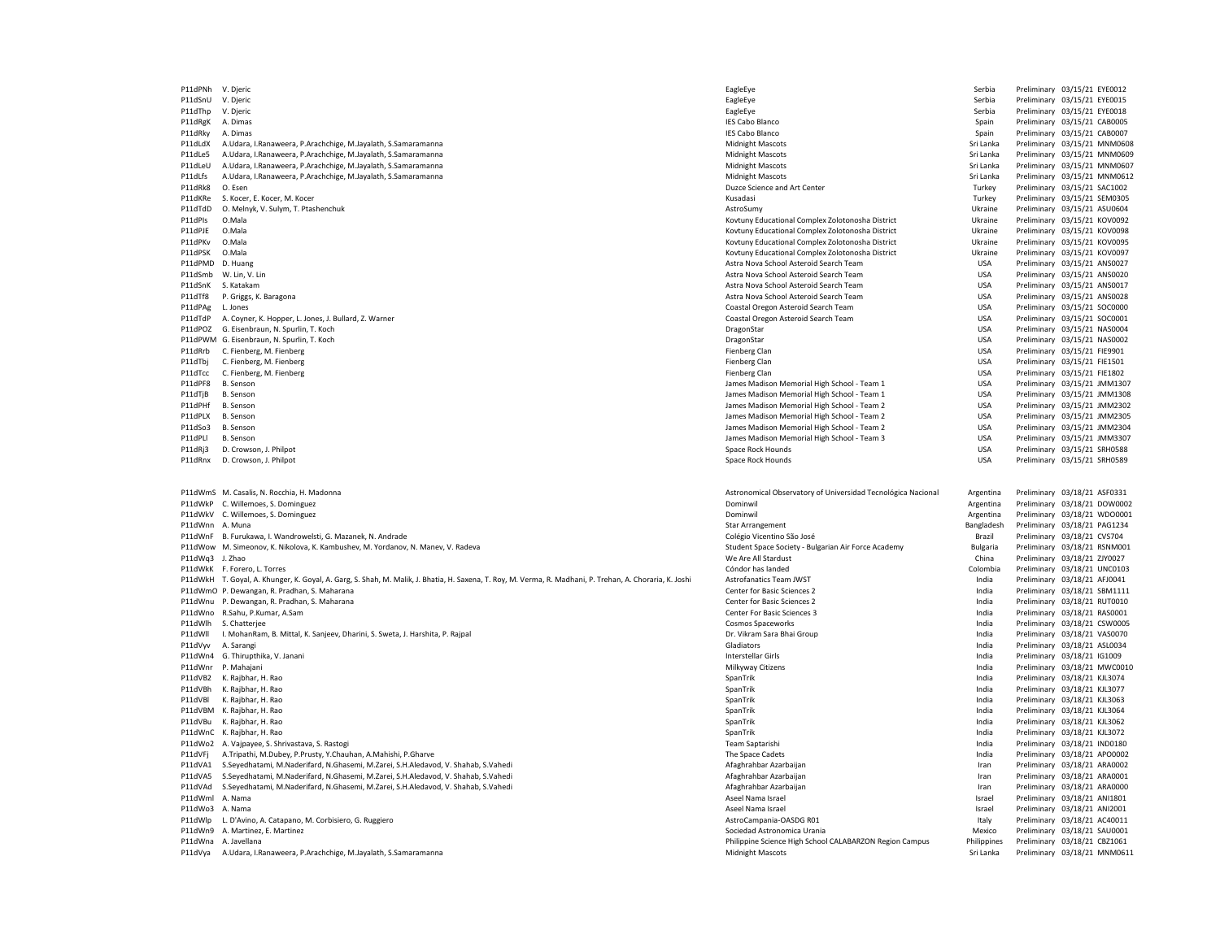| | | | | | | |
|---|---|---|---|---|---|---|
| P11dPNh | V. Djeric | EagleEye | Serbia | Preliminary | 03/15/21 | EYE0012 |
| P11dSnU | V. Djeric | EagleEye | Serbia | Preliminary | 03/15/21 | EYE0015 |
| P11dThp | V. Djeric | EagleEye | Serbia | Preliminary | 03/15/21 | EYE0018 |
| P11dRgK | A. Dimas | IES Cabo Blanco | Spain | Preliminary | 03/15/21 | CAB0005 |
| P11dRky | A. Dimas | IES Cabo Blanco | Spain | Preliminary | 03/15/21 | CAB0007 |
| P11dLdX | A.Udara, I.Ranaweera, P.Arachchige, M.Jayalath, S.Samaramanna | Midnight Mascots | Sri Lanka | Preliminary | 03/15/21 | MNM0608 |
| P11dLe5 | A.Udara, I.Ranaweera, P.Arachchige, M.Jayalath, S.Samaramanna | Midnight Mascots | Sri Lanka | Preliminary | 03/15/21 | MNM0609 |
| P11dLeU | A.Udara, I.Ranaweera, P.Arachchige, M.Jayalath, S.Samaramanna | Midnight Mascots | Sri Lanka | Preliminary | 03/15/21 | MNM0607 |
| P11dLfs | A.Udara, I.Ranaweera, P.Arachchige, M.Jayalath, S.Samaramanna | Midnight Mascots | Sri Lanka | Preliminary | 03/15/21 | MNM0612 |
| P11dRk8 | O. Esen | Duzce Science and Art Center | Turkey | Preliminary | 03/15/21 | SAC1002 |
| P11dKRe | S. Kocer, E. Kocer, M. Kocer | Kusadasi | Turkey | Preliminary | 03/15/21 | SEM0305 |
| P11dTdD | O. Melnyk, V. Sulym, T. Ptashenchuk | AstroSumy | Ukraine | Preliminary | 03/15/21 | ASU0604 |
| P11dPIs | O.Mala | Kovtuny Educational Complex Zolotonosha District | Ukraine | Preliminary | 03/15/21 | KOV0092 |
| P11dPJE | O.Mala | Kovtuny Educational Complex Zolotonosha District | Ukraine | Preliminary | 03/15/21 | KOV0098 |
| P11dPKv | O.Mala | Kovtuny Educational Complex Zolotonosha District | Ukraine | Preliminary | 03/15/21 | KOV0095 |
| P11dPSK | O.Mala | Kovtuny Educational Complex Zolotonosha District | Ukraine | Preliminary | 03/15/21 | KOV0097 |
| P11dPMD | D. Huang | Astra Nova School Asteroid Search Team | USA | Preliminary | 03/15/21 | ANS0027 |
| P11dSmb | W. Lin, V. Lin | Astra Nova School Asteroid Search Team | USA | Preliminary | 03/15/21 | ANS0020 |
| P11dSnK | S. Katakam | Astra Nova School Asteroid Search Team | USA | Preliminary | 03/15/21 | ANS0017 |
| P11dTf8 | P. Griggs, K. Baragona | Astra Nova School Asteroid Search Team | USA | Preliminary | 03/15/21 | ANS0028 |
| P11dPAg | L. Jones | Coastal Oregon Asteroid Search Team | USA | Preliminary | 03/15/21 | SOC0000 |
| P11dTdP | A. Coyner, K. Hopper, L. Jones, J. Bullard, Z. Warner | Coastal Oregon Asteroid Search Team | USA | Preliminary | 03/15/21 | SOC0001 |
| P11dPOZ | G. Eisenbraun, N. Spurlin, T. Koch | DragonStar | USA | Preliminary | 03/15/21 | NAS0004 |
| P11dPWM | G. Eisenbraun, N. Spurlin, T. Koch | DragonStar | USA | Preliminary | 03/15/21 | NAS0002 |
| P11dRrb | C. Fienberg, M. Fienberg | Fienberg Clan | USA | Preliminary | 03/15/21 | FIE9901 |
| P11dTbj | C. Fienberg, M. Fienberg | Fienberg Clan | USA | Preliminary | 03/15/21 | FIE1501 |
| P11dTcc | C. Fienberg, M. Fienberg | Fienberg Clan | USA | Preliminary | 03/15/21 | FIE1802 |
| P11dPF8 | B. Senson | James Madison Memorial High School - Team 1 | USA | Preliminary | 03/15/21 | JMM1307 |
| P11dTjB | B. Senson | James Madison Memorial High School - Team 1 | USA | Preliminary | 03/15/21 | JMM1308 |
| P11dPHf | B. Senson | James Madison Memorial High School - Team 2 | USA | Preliminary | 03/15/21 | JMM2302 |
| P11dPLX | B. Senson | James Madison Memorial High School - Team 2 | USA | Preliminary | 03/15/21 | JMM2305 |
| P11dSo3 | B. Senson | James Madison Memorial High School - Team 2 | USA | Preliminary | 03/15/21 | JMM2304 |
| P11dPLl | B. Senson | James Madison Memorial High School - Team 3 | USA | Preliminary | 03/15/21 | JMM3307 |
| P11dRj3 | D. Crowson, J. Philpot | Space Rock Hounds | USA | Preliminary | 03/15/21 | SRH0588 |
| P11dRnx | D. Crowson, J. Philpot | Space Rock Hounds | USA | Preliminary | 03/15/21 | SRH0589 |

| | | | | | | |
|---|---|---|---|---|---|---|
| P11dWmS | M. Casalis, N. Rocchia, H. Madonna | Astronomical Observatory of Universidad Tecnológica Nacional | Argentina | Preliminary | 03/18/21 | ASF0331 |
| P11dWkP | C. Willemoes, S. Dominguez | Dominwil | Argentina | Preliminary | 03/18/21 | DOW0002 |
| P11dWkV | C. Willemoes, S. Dominguez | Dominwil | Argentina | Preliminary | 03/18/21 | WDO0001 |
| P11dWnn | A. Muna | Star Arrangement | Bangladesh | Preliminary | 03/18/21 | PAG1234 |
| P11dWnF | B. Furukawa, I. Wandrowelsti, G. Mazanek, N. Andrade | Colégio Vicentino São José | Brazil | Preliminary | 03/18/21 | CVS704 |
| P11dWow | M. Simeonov, K. Nikolova, K. Kambushev, M. Yordanov, N. Manev, V. Radeva | Student Space Society - Bulgarian Air Force Academy | Bulgaria | Preliminary | 03/18/21 | RSNM001 |
| P11dWq3 | J. Zhao | We Are All Stardust | China | Preliminary | 03/18/21 | ZJY0027 |
| P11dWkK | F. Forero, L. Torres | Cóndor has landed | Colombia | Preliminary | 03/18/21 | UNC0103 |
| P11dWkH | T. Goyal, A. Khunger, K. Goyal, A. Garg, S. Shah, M. Malik, J. Bhatia, H. Saxena, T. Roy, M. Verma, R. Madhani, P. Trehan, A. Choraria, K. Joshi | Astrofanatics Team JWST | India | Preliminary | 03/18/21 | AFJ0041 |
| P11dWmO | P. Dewangan, R. Pradhan, S. Maharana | Center for Basic Sciences 2 | India | Preliminary | 03/18/21 | SBM1111 |
| P11dWnu | P. Dewangan, R. Pradhan, S. Maharana | Center for Basic Sciences 2 | India | Preliminary | 03/18/21 | RUT0010 |
| P11dWno | R.Sahu, P.Kumar, A.Sam | Center For Basic Sciences 3 | India | Preliminary | 03/18/21 | RAS0001 |
| P11dWlh | S. Chatterjee | Cosmos Spaceworks | India | Preliminary | 03/18/21 | CSW0005 |
| P11dWll | I. MohanRam, B. Mittal, K. Sanjeev, Dharini, S. Sweta, J. Harshita, P. Rajpal | Dr. Vikram Sara Bhai Group | India | Preliminary | 03/18/21 | VAS0070 |
| P11dVyv | A. Sarangi | Gladiators | India | Preliminary | 03/18/21 | ASL0034 |
| P11dWn4 | G. Thirupthika, V. Janani | Interstellar Girls | India | Preliminary | 03/18/21 | IG1009 |
| P11dWnr | P. Mahajani | Milkyway Citizens | India | Preliminary | 03/18/21 | MWC0010 |
| P11dVB2 | K. Rajbhar, H. Rao | SpanTrik | India | Preliminary | 03/18/21 | KJL3074 |
| P11dVBh | K. Rajbhar, H. Rao | SpanTrik | India | Preliminary | 03/18/21 | KJL3077 |
| P11dVBl | K. Rajbhar, H. Rao | SpanTrik | India | Preliminary | 03/18/21 | KJL3063 |
| P11dVBM | K. Rajbhar, H. Rao | SpanTrik | India | Preliminary | 03/18/21 | KJL3064 |
| P11dVBu | K. Rajbhar, H. Rao | SpanTrik | India | Preliminary | 03/18/21 | KJL3062 |
| P11dWnC | K. Rajbhar, H. Rao | SpanTrik | India | Preliminary | 03/18/21 | KJL3072 |
| P11dWo2 | A. Vajpayee, S. Shrivastava, S. Rastogi | Team Saptarishi | India | Preliminary | 03/18/21 | IND0180 |
| P11dVFj | A.Tripathi, M.Dubey, P.Prusty, Y.Chauhan, A.Mahishi, P.Gharve | The Space Cadets | India | Preliminary | 03/18/21 | APO0002 |
| P11dVA1 | S.Seyedhatami, M.Naderifard, N.Ghasemi, M.Zarei, S.H.Aledavod, V. Shahab, S.Vahedi | Afaghrahbar Azarbaijan | Iran | Preliminary | 03/18/21 | ARA0002 |
| P11dVA5 | S.Seyedhatami, M.Naderifard, N.Ghasemi, M.Zarei, S.H.Aledavod, V. Shahab, S.Vahedi | Afaghrahbar Azarbaijan | Iran | Preliminary | 03/18/21 | ARA0001 |
| P11dVAd | S.Seyedhatami, M.Naderifard, N.Ghasemi, M.Zarei, S.H.Aledavod, V. Shahab, S.Vahedi | Afaghrahbar Azarbaijan | Iran | Preliminary | 03/18/21 | ARA0000 |
| P11dWml | A. Nama | Aseel Nama Israel | Israel | Preliminary | 03/18/21 | ANI1801 |
| P11dWo3 | A. Nama | Aseel Nama Israel | Israel | Preliminary | 03/18/21 | ANI2001 |
| P11dWlp | L. D'Avino, A. Catapano, M. Corbisiero, G. Ruggiero | AstroCampania-OASDG R01 | Italy | Preliminary | 03/18/21 | AC40011 |
| P11dWn9 | A. Martinez, E. Martinez | Sociedad Astronomica Urania | Mexico | Preliminary | 03/18/21 | SAU0001 |
| P11dWna | A. Javellana | Philippine Science High School CALABARZON Region Campus | Philippines | Preliminary | 03/18/21 | CBZ1061 |
| P11dVya | A.Udara, I.Ranaweera, P.Arachchige, M.Jayalath, S.Samaramanna | Midnight Mascots | Sri Lanka | Preliminary | 03/18/21 | MNM0611 |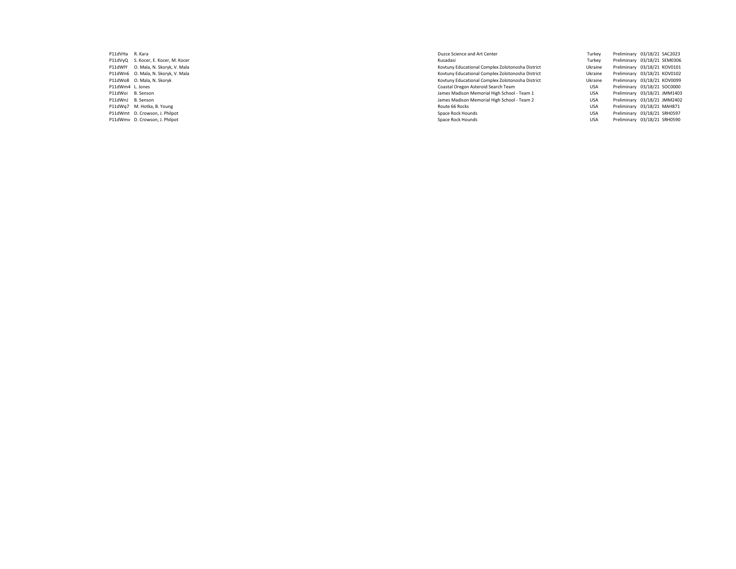| | | | | | | |
|---|---|---|---|---|---|---|
| P11dVHa | R. Kara | Duzce Science and Art Center | Turkey | Preliminary | 03/18/21 | SAC2023 |
| P11dVyQ | S. Kocer, E. Kocer, M. Kocer | Kusadasi | Turkey | Preliminary | 03/18/21 | SEM0306 |
| P11dWlY | O. Mala, N. Skoryk, V. Mala | Kovtuny Educational Complex Zolotonosha District | Ukraine | Preliminary | 03/18/21 | KOV0101 |
| P11dWn6 | O. Mala, N. Skoryk, V. Mala | Kovtuny Educational Complex Zolotonosha District | Ukraine | Preliminary | 03/18/21 | KOV0102 |
| P11dWo8 | O. Mala, N. Skoryk | Kovtuny Educational Complex Zolotonosha District | Ukraine | Preliminary | 03/18/21 | KOV0099 |
| P11dWm4 | L. Jones | Coastal Oregon Asteroid Search Team | USA | Preliminary | 03/18/21 | SOC0000 |
| P11dWoi | B. Senson | James Madison Memorial High School - Team 1 | USA | Preliminary | 03/18/21 | JMM1403 |
| P11dWnJ | B. Senson | James Madison Memorial High School - Team 2 | USA | Preliminary | 03/18/21 | JMM2402 |
| P11dWq7 | M. Hotka, B. Young | Route 66 Rocks | USA | Preliminary | 03/18/21 | MAH871 |
| P11dWmt | D. Crowson, J. Philpot | Space Rock Hounds | USA | Preliminary | 03/18/21 | SRH0597 |
| P11dWmv | D. Crowson, J. Philpot | Space Rock Hounds | USA | Preliminary | 03/18/21 | SRH0590 |